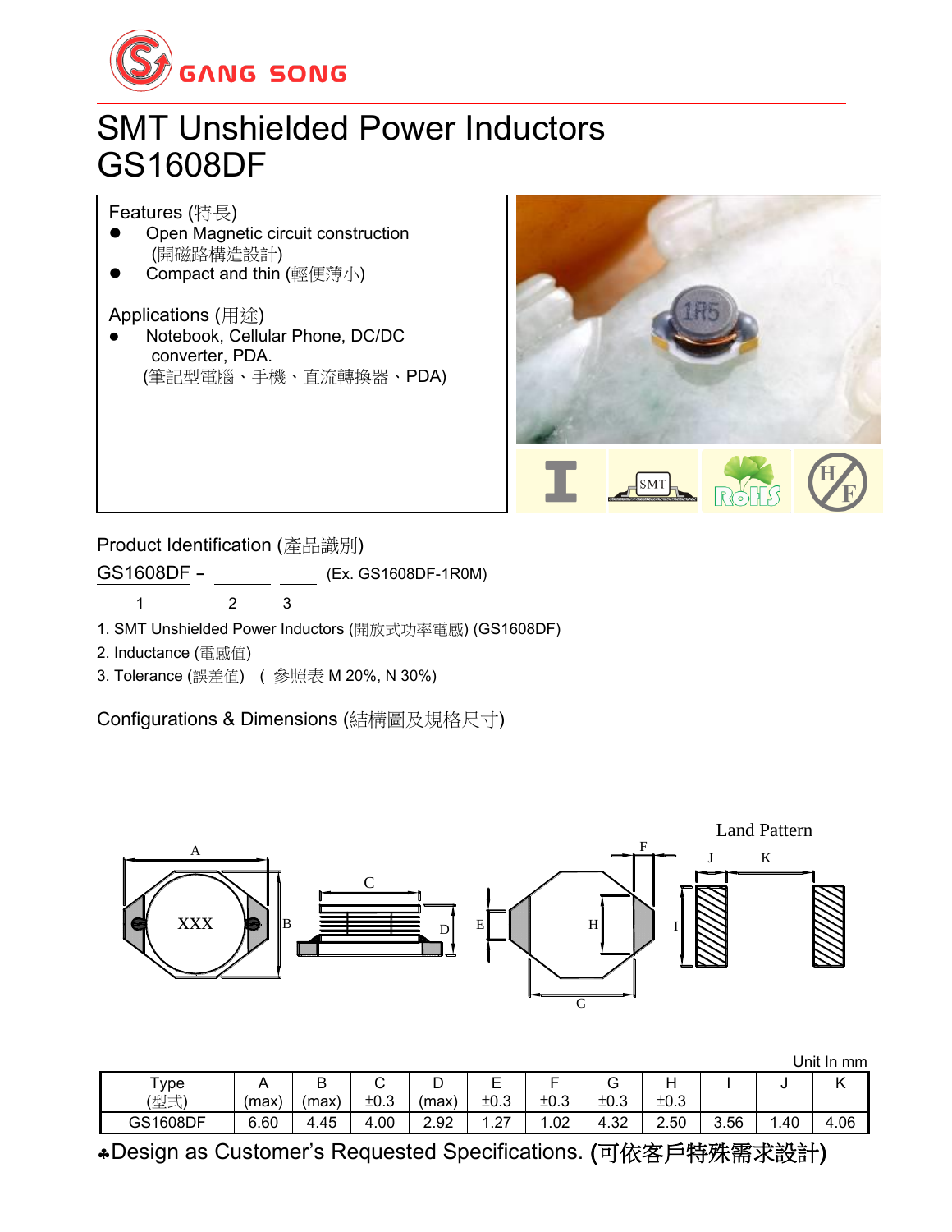GANG SONG

# SMT Unshielded Power Inductors
# GS1608DF

**Features (特長)**

- Open Magnetic circuit construction (開磁路構造設計)
- Compact and thin (輕便薄小)

**Applications (用途)**

- Notebook, Cellular Phone, DC/DC converter, PDA. (筆記型電腦、手機、直流轉換器、PDA)

## Product Identification (產品識別)

GS1608DF - ______ ____ (Ex. GS1608DF-1R0M)

1 2 3

1. SMT Unshielded Power Inductors (開放式功率電感) (GS1608DF)
2. Inductance (電感值)
3. Tolerance (誤差值) ( 參照表 M 20%, N 30%)

## Configurations & Dimensions (結構圖及規格尺寸)

Land Pattern

Unit In mm

| Type (型式) | A (max) | B (max) | C ±0.3 | D (max) | E ±0.3 | F ±0.3 | G ±0.3 | H ±0.3 | I | J | K |
|---|---|---|---|---|---|---|---|---|---|---|---|
| GS1608DF | 6.60 | 4.45 | 4.00 | 2.92 | 1.27 | 1.02 | 4.32 | 2.50 | 3.56 | 1.40 | 4.06 |

♣Design as Customer's Requested Specifications. (可依客戶特殊需求設計)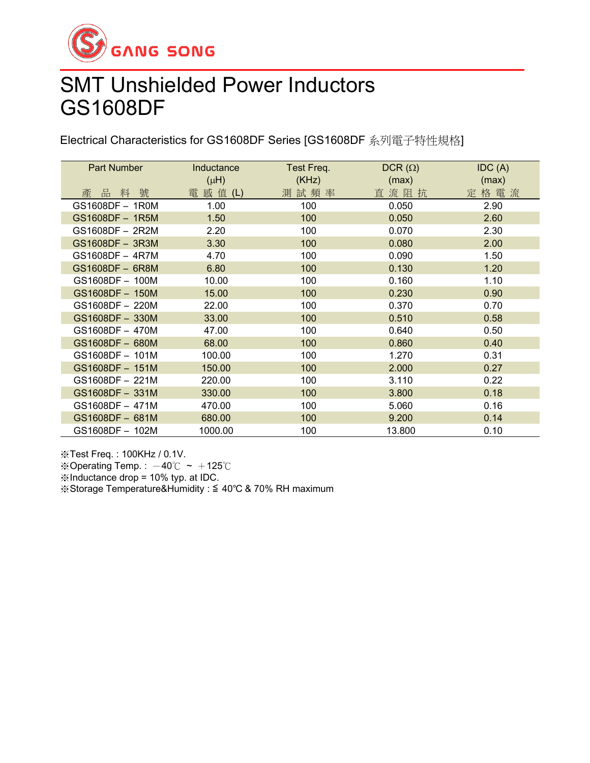GANG SONG

# SMT Unshielded Power Inductors
# GS1608DF

Electrical Characteristics for GS1608DF Series [GS1608DF 系列電子特性規格]

| Part Number<br>產 品 料 號 | Inductance<br>(μH)<br>電 感 值 (L) | Test Freq.<br>(KHz)<br>測 試 頻 率 | DCR (Ω)<br>(max)<br>直 流 阻 抗 | IDC (A)<br>(max)<br>定 格 電 流 |
|---|---|---|---|---|
| GS1608DF – 1R0M | 1.00 | 100 | 0.050 | 2.90 |
| GS1608DF – 1R5M | 1.50 | 100 | 0.050 | 2.60 |
| GS1608DF – 2R2M | 2.20 | 100 | 0.070 | 2.30 |
| GS1608DF – 3R3M | 3.30 | 100 | 0.080 | 2.00 |
| GS1608DF – 4R7M | 4.70 | 100 | 0.090 | 1.50 |
| GS1608DF – 6R8M | 6.80 | 100 | 0.130 | 1.20 |
| GS1608DF – 100M | 10.00 | 100 | 0.160 | 1.10 |
| GS1608DF – 150M | 15.00 | 100 | 0.230 | 0.90 |
| GS1608DF – 220M | 22.00 | 100 | 0.370 | 0.70 |
| GS1608DF – 330M | 33.00 | 100 | 0.510 | 0.58 |
| GS1608DF – 470M | 47.00 | 100 | 0.640 | 0.50 |
| GS1608DF – 680M | 68.00 | 100 | 0.860 | 0.40 |
| GS1608DF – 101M | 100.00 | 100 | 1.270 | 0.31 |
| GS1608DF – 151M | 150.00 | 100 | 2.000 | 0.27 |
| GS1608DF – 221M | 220.00 | 100 | 3.110 | 0.22 |
| GS1608DF – 331M | 330.00 | 100 | 3.800 | 0.18 |
| GS1608DF – 471M | 470.00 | 100 | 5.060 | 0.16 |
| GS1608DF – 681M | 680.00 | 100 | 9.200 | 0.14 |
| GS1608DF – 102M | 1000.00 | 100 | 13.800 | 0.10 |

※Test Freq. : 100KHz / 0.1V.
※Operating Temp. : －40℃ ~ ＋125℃
※Inductance drop = 10% typ. at IDC.
※Storage Temperature&Humidity : ≦ 40℃ & 70% RH maximum